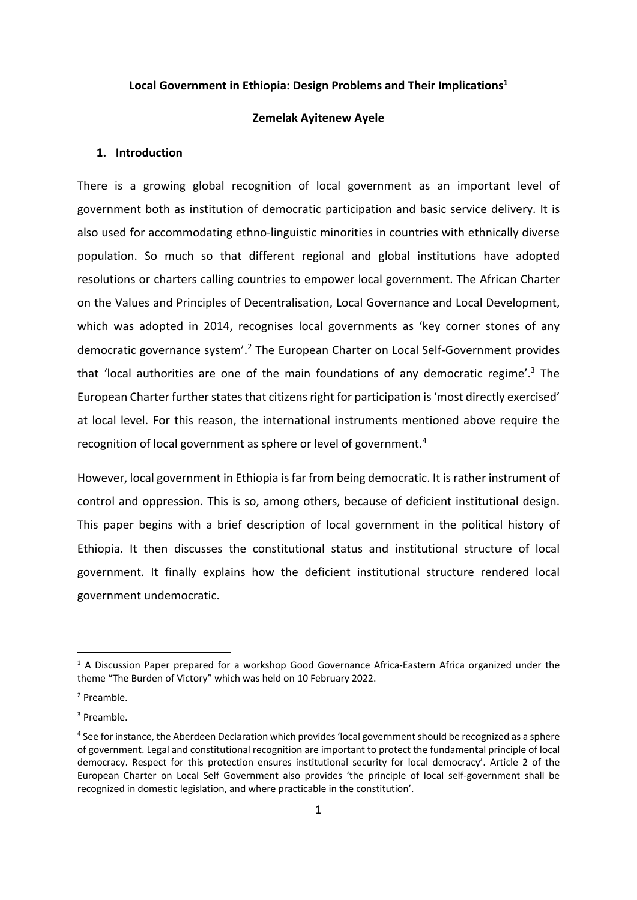# Local Government in Ethiopia: Design Problems and Their Implications[1]

**Zemelak Ayitenew Ayele**

## 1. Introduction

There is a growing global recognition of local government as an important level of government both as institution of democratic participation and basic service delivery. It is also used for accommodating ethno-linguistic minorities in countries with ethnically diverse population. So much so that different regional and global institutions have adopted resolutions or charters calling countries to empower local government. The African Charter on the Values and Principles of Decentralisation, Local Governance and Local Development, which was adopted in 2014, recognises local governments as 'key corner stones of any democratic governance system'.[2] The European Charter on Local Self-Government provides that 'local authorities are one of the main foundations of any democratic regime'.[3] The European Charter further states that citizens right for participation is 'most directly exercised' at local level. For this reason, the international instruments mentioned above require the recognition of local government as sphere or level of government.[4]

However, local government in Ethiopia is far from being democratic. It is rather instrument of control and oppression. This is so, among others, because of deficient institutional design. This paper begins with a brief description of local government in the political history of Ethiopia. It then discusses the constitutional status and institutional structure of local government. It finally explains how the deficient institutional structure rendered local government undemocratic.

---

[1] A Discussion Paper prepared for a workshop Good Governance Africa-Eastern Africa organized under the theme "The Burden of Victory" which was held on 10 February 2022.

[2] Preamble.

[3] Preamble.

[4] See for instance, the Aberdeen Declaration which provides 'local government should be recognized as a sphere of government. Legal and constitutional recognition are important to protect the fundamental principle of local democracy. Respect for this protection ensures institutional security for local democracy'. Article 2 of the European Charter on Local Self Government also provides 'the principle of local self-government shall be recognized in domestic legislation, and where practicable in the constitution'.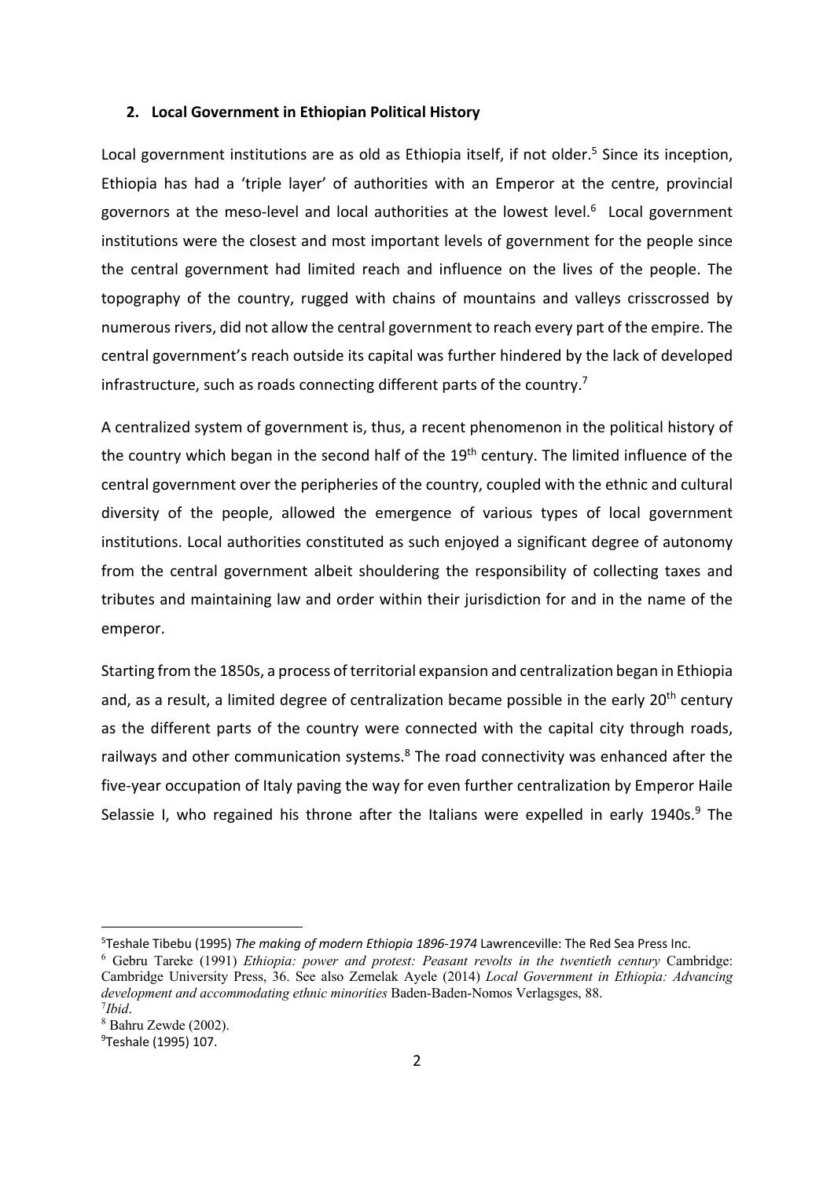## 2. Local Government in Ethiopian Political History

Local government institutions are as old as Ethiopia itself, if not older.[5] Since its inception, Ethiopia has had a 'triple layer' of authorities with an Emperor at the centre, provincial governors at the meso-level and local authorities at the lowest level.[6] Local government institutions were the closest and most important levels of government for the people since the central government had limited reach and influence on the lives of the people. The topography of the country, rugged with chains of mountains and valleys crisscrossed by numerous rivers, did not allow the central government to reach every part of the empire. The central government's reach outside its capital was further hindered by the lack of developed infrastructure, such as roads connecting different parts of the country.[7]

A centralized system of government is, thus, a recent phenomenon in the political history of the country which began in the second half of the 19th century. The limited influence of the central government over the peripheries of the country, coupled with the ethnic and cultural diversity of the people, allowed the emergence of various types of local government institutions. Local authorities constituted as such enjoyed a significant degree of autonomy from the central government albeit shouldering the responsibility of collecting taxes and tributes and maintaining law and order within their jurisdiction for and in the name of the emperor.

Starting from the 1850s, a process of territorial expansion and centralization began in Ethiopia and, as a result, a limited degree of centralization became possible in the early 20th century as the different parts of the country were connected with the capital city through roads, railways and other communication systems.[8] The road connectivity was enhanced after the five-year occupation of Italy paving the way for even further centralization by Emperor Haile Selassie I, who regained his throne after the Italians were expelled in early 1940s.[9] The

---

[5] Teshale Tibebu (1995) *The making of modern Ethiopia 1896-1974* Lawrenceville: The Red Sea Press Inc.

[6] Gebru Tareke (1991) *Ethiopia: power and protest: Peasant revolts in the twentieth century* Cambridge: Cambridge University Press, 36. See also Zemelak Ayele (2014) *Local Government in Ethiopia: Advancing development and accommodating ethnic minorities* Baden-Baden-Nomos Verlagsges, 88.

[7] *Ibid*.

[8] Bahru Zewde (2002).

[9] Teshale (1995) 107.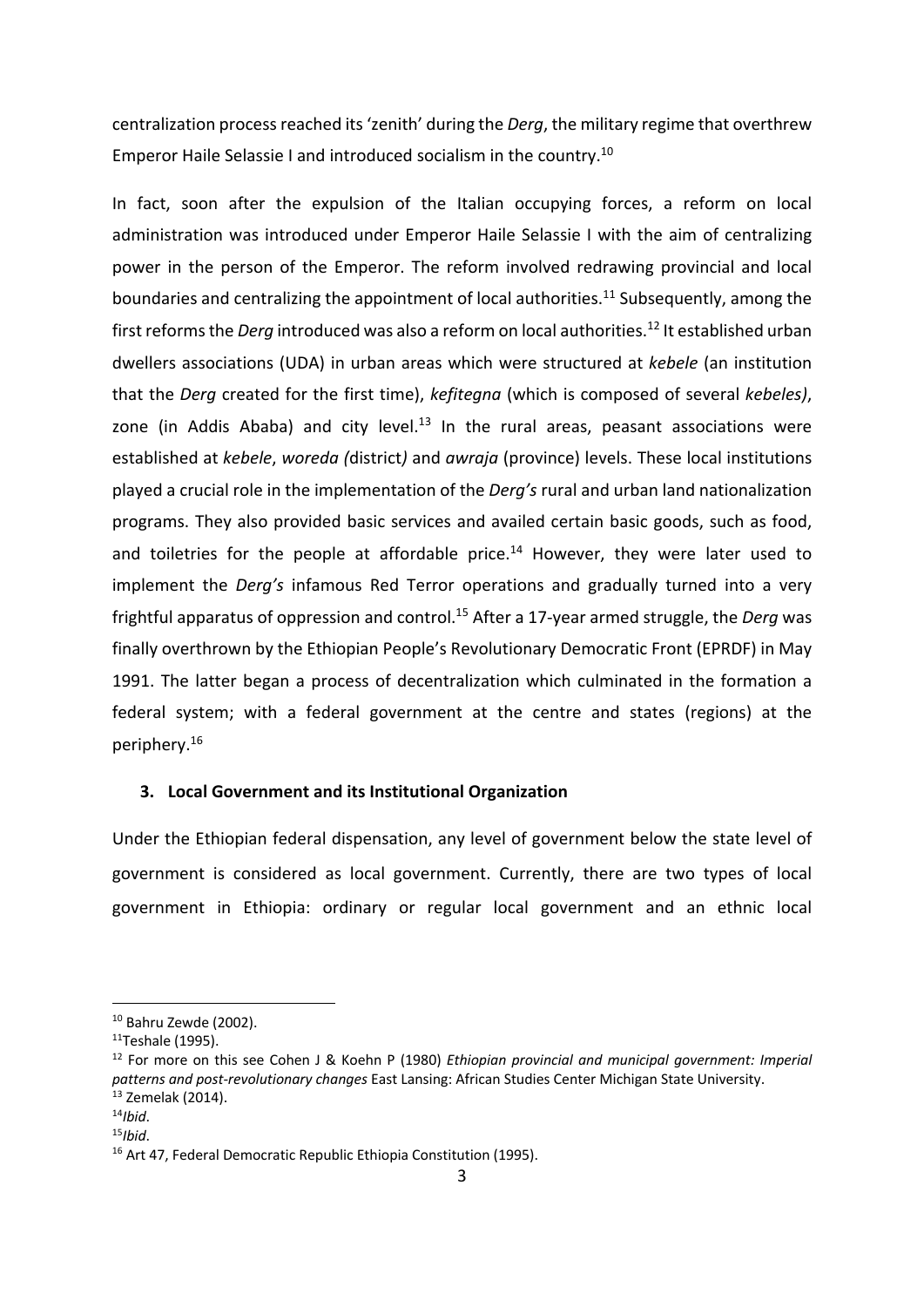centralization process reached its 'zenith' during the *Derg*, the military regime that overthrew Emperor Haile Selassie I and introduced socialism in the country.[10]

In fact, soon after the expulsion of the Italian occupying forces, a reform on local administration was introduced under Emperor Haile Selassie I with the aim of centralizing power in the person of the Emperor. The reform involved redrawing provincial and local boundaries and centralizing the appointment of local authorities.[11] Subsequently, among the first reforms the *Derg* introduced was also a reform on local authorities.[12] It established urban dwellers associations (UDA) in urban areas which were structured at *kebele* (an institution that the *Derg* created for the first time), *kefitegna* (which is composed of several *kebeles)*, zone (in Addis Ababa) and city level.[13] In the rural areas, peasant associations were established at *kebele*, *woreda (*district*)* and *awraja* (province) levels. These local institutions played a crucial role in the implementation of the *Derg's* rural and urban land nationalization programs. They also provided basic services and availed certain basic goods, such as food, and toiletries for the people at affordable price.[14] However, they were later used to implement the *Derg's* infamous Red Terror operations and gradually turned into a very frightful apparatus of oppression and control.[15] After a 17-year armed struggle, the *Derg* was finally overthrown by the Ethiopian People's Revolutionary Democratic Front (EPRDF) in May 1991. The latter began a process of decentralization which culminated in the formation a federal system; with a federal government at the centre and states (regions) at the periphery.[16]

## 3. Local Government and its Institutional Organization

Under the Ethiopian federal dispensation, any level of government below the state level of government is considered as local government. Currently, there are two types of local government in Ethiopia: ordinary or regular local government and an ethnic local

---

[10] Bahru Zewde (2002).

[11] Teshale (1995).

[12] For more on this see Cohen J & Koehn P (1980) *Ethiopian provincial and municipal government: Imperial patterns and post-revolutionary changes* East Lansing: African Studies Center Michigan State University.

[13] Zemelak (2014).

[14] *Ibid*.

[15] *Ibid*.

[16] Art 47, Federal Democratic Republic Ethiopia Constitution (1995).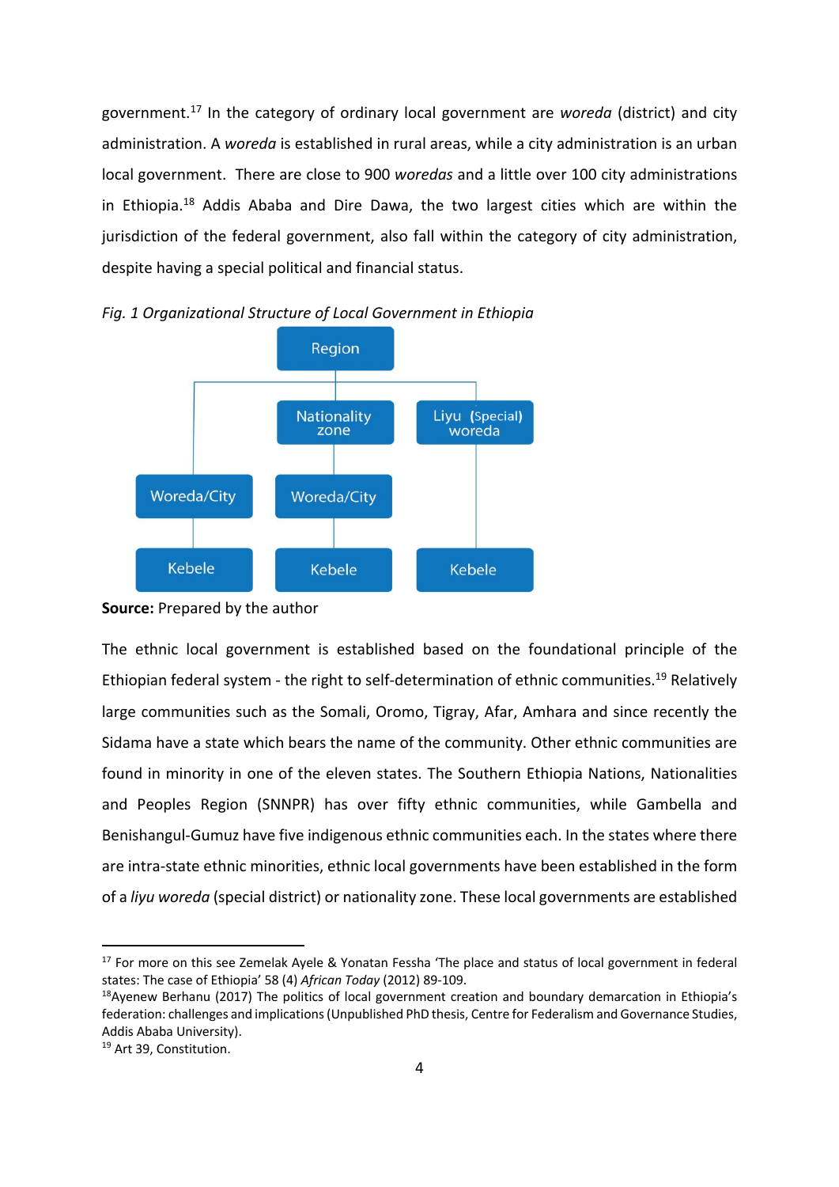government.[17] In the category of ordinary local government are *woreda* (district) and city administration. A *woreda* is established in rural areas, while a city administration is an urban local government. There are close to 900 *woredas* and a little over 100 city administrations in Ethiopia.[18] Addis Ababa and Dire Dawa, the two largest cities which are within the jurisdiction of the federal government, also fall within the category of city administration, despite having a special political and financial status.

*Fig. 1 Organizational Structure of Local Government in Ethiopia*

Region

Nationality zone

Liyu (Special) woreda

Woreda/City

Woreda/City

Kebele

Kebele

Kebele

**Source:** Prepared by the author

The ethnic local government is established based on the foundational principle of the Ethiopian federal system - the right to self-determination of ethnic communities.[19] Relatively large communities such as the Somali, Oromo, Tigray, Afar, Amhara and since recently the Sidama have a state which bears the name of the community. Other ethnic communities are found in minority in one of the eleven states. The Southern Ethiopia Nations, Nationalities and Peoples Region (SNNPR) has over fifty ethnic communities, while Gambella and Benishangul-Gumuz have five indigenous ethnic communities each. In the states where there are intra-state ethnic minorities, ethnic local governments have been established in the form of a *liyu woreda* (special district) or nationality zone. These local governments are established

---

[17] For more on this see Zemelak Ayele & Yonatan Fessha 'The place and status of local government in federal states: The case of Ethiopia' 58 (4) *African Today* (2012) 89-109.

[18] Ayenew Berhanu (2017) The politics of local government creation and boundary demarcation in Ethiopia's federation: challenges and implications (Unpublished PhD thesis, Centre for Federalism and Governance Studies, Addis Ababa University).

[19] Art 39, Constitution.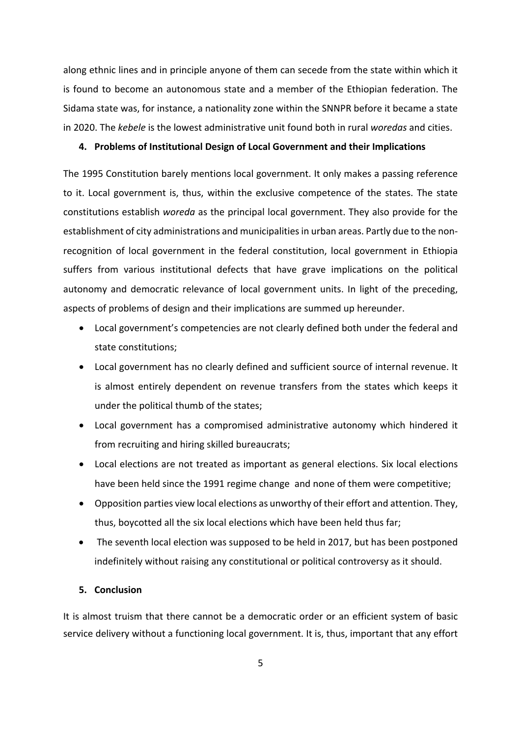along ethnic lines and in principle anyone of them can secede from the state within which it is found to become an autonomous state and a member of the Ethiopian federation. The Sidama state was, for instance, a nationality zone within the SNNPR before it became a state in 2020. The *kebele* is the lowest administrative unit found both in rural *woredas* and cities.

## 4. Problems of Institutional Design of Local Government and their Implications

The 1995 Constitution barely mentions local government. It only makes a passing reference to it. Local government is, thus, within the exclusive competence of the states. The state constitutions establish *woreda* as the principal local government. They also provide for the establishment of city administrations and municipalities in urban areas. Partly due to the non-recognition of local government in the federal constitution, local government in Ethiopia suffers from various institutional defects that have grave implications on the political autonomy and democratic relevance of local government units. In light of the preceding, aspects of problems of design and their implications are summed up hereunder.

- Local government's competencies are not clearly defined both under the federal and state constitutions;
- Local government has no clearly defined and sufficient source of internal revenue. It is almost entirely dependent on revenue transfers from the states which keeps it under the political thumb of the states;
- Local government has a compromised administrative autonomy which hindered it from recruiting and hiring skilled bureaucrats;
- Local elections are not treated as important as general elections. Six local elections have been held since the 1991 regime change and none of them were competitive;
- Opposition parties view local elections as unworthy of their effort and attention. They, thus, boycotted all the six local elections which have been held thus far;
- The seventh local election was supposed to be held in 2017, but has been postponed indefinitely without raising any constitutional or political controversy as it should.

## 5. Conclusion

It is almost truism that there cannot be a democratic order or an efficient system of basic service delivery without a functioning local government. It is, thus, important that any effort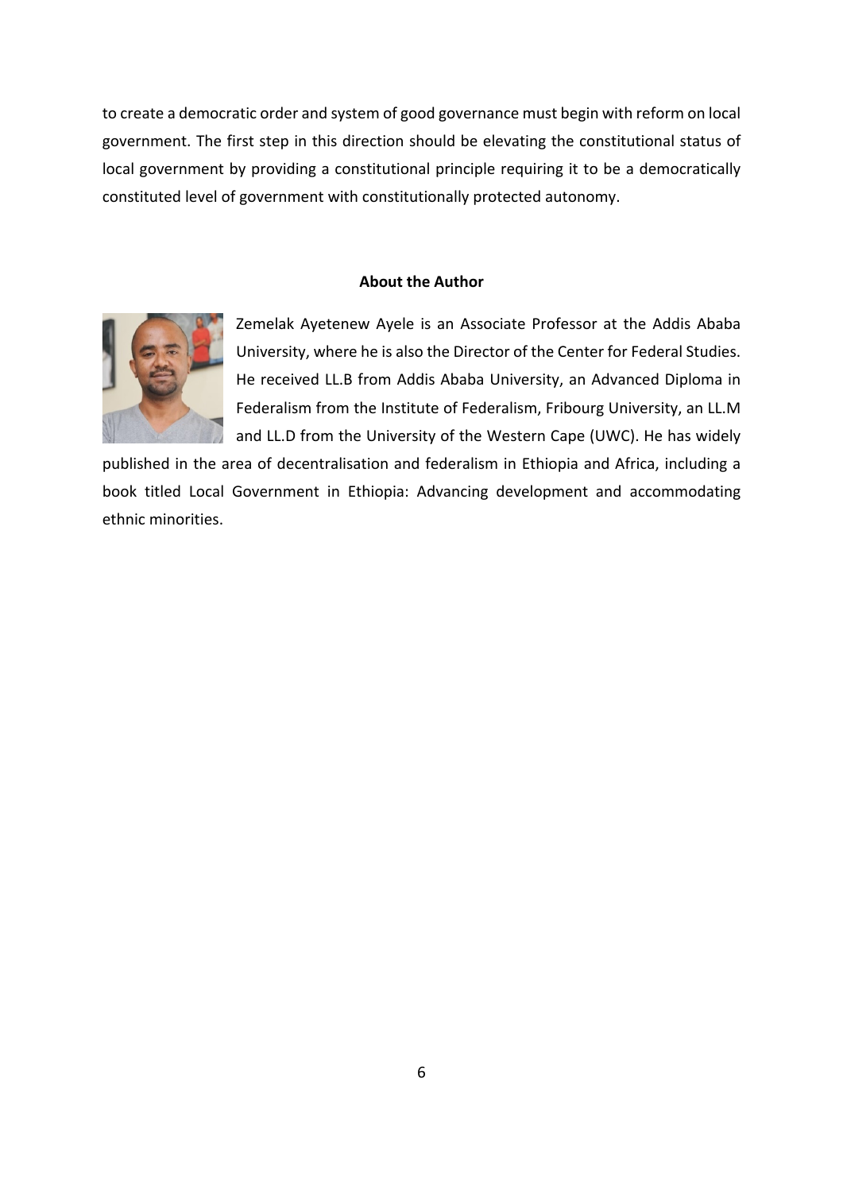to create a democratic order and system of good governance must begin with reform on local government. The first step in this direction should be elevating the constitutional status of local government by providing a constitutional principle requiring it to be a democratically constituted level of government with constitutionally protected autonomy.

## About the Author

Zemelak Ayetenew Ayele is an Associate Professor at the Addis Ababa University, where he is also the Director of the Center for Federal Studies. He received LL.B from Addis Ababa University, an Advanced Diploma in Federalism from the Institute of Federalism, Fribourg University, an LL.M and LL.D from the University of the Western Cape (UWC). He has widely published in the area of decentralisation and federalism in Ethiopia and Africa, including a book titled Local Government in Ethiopia: Advancing development and accommodating ethnic minorities.